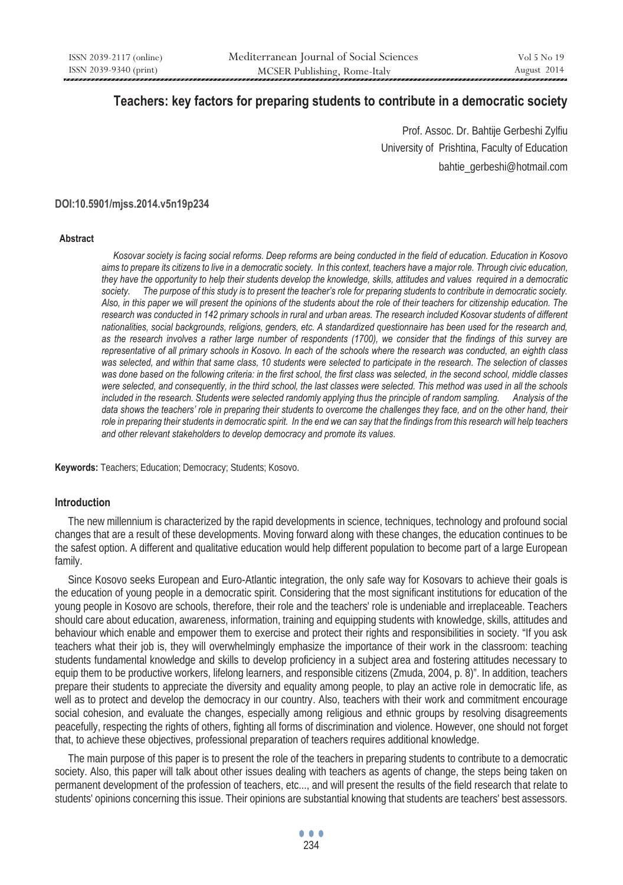# Teachers: key factors for preparing students to contribute in a democratic society

Prof. Assoc. Dr. Bahtije Gerbeshi Zylfiu

University of Prishtina, Faculty of Education

bahtie_gerbeshi@hotmail.com

**DOI:10.5901/mjss.2014.v5n19p234**

**Abstract**

*Kosovar society is facing social reforms. Deep reforms are being conducted in the field of education. Education in Kosovo aims to prepare its citizens to live in a democratic society. In this context, teachers have a major role. Through civic education, they have the opportunity to help their students develop the knowledge, skills, attitudes and values required in a democratic society. The purpose of this study is to present the teacher's role for preparing students to contribute in democratic society. Also, in this paper we will present the opinions of the students about the role of their teachers for citizenship education. The research was conducted in 142 primary schools in rural and urban areas. The research included Kosovar students of different nationalities, social backgrounds, religions, genders, etc. A standardized questionnaire has been used for the research and, as the research involves a rather large number of respondents (1700), we consider that the findings of this survey are representative of all primary schools in Kosovo. In each of the schools where the research was conducted, an eighth class was selected, and within that same class, 10 students were selected to participate in the research. The selection of classes was done based on the following criteria: in the first school, the first class was selected, in the second school, middle classes were selected, and consequently, in the third school, the last classes were selected. This method was used in all the schools included in the research. Students were selected randomly applying thus the principle of random sampling. Analysis of the data shows the teachers' role in preparing their students to overcome the challenges they face, and on the other hand, their role in preparing their students in democratic spirit. In the end we can say that the findings from this research will help teachers and other relevant stakeholders to develop democracy and promote its values.*

**Keywords:** Teachers; Education; Democracy; Students; Kosovo.

## Introduction

The new millennium is characterized by the rapid developments in science, techniques, technology and profound social changes that are a result of these developments. Moving forward along with these changes, the education continues to be the safest option. A different and qualitative education would help different population to become part of a large European family.

Since Kosovo seeks European and Euro-Atlantic integration, the only safe way for Kosovars to achieve their goals is the education of young people in a democratic spirit. Considering that the most significant institutions for education of the young people in Kosovo are schools, therefore, their role and the teachers' role is undeniable and irreplaceable. Teachers should care about education, awareness, information, training and equipping students with knowledge, skills, attitudes and behaviour which enable and empower them to exercise and protect their rights and responsibilities in society. "If you ask teachers what their job is, they will overwhelmingly emphasize the importance of their work in the classroom: teaching students fundamental knowledge and skills to develop proficiency in a subject area and fostering attitudes necessary to equip them to be productive workers, lifelong learners, and responsible citizens (Zmuda, 2004, p. 8)". In addition, teachers prepare their students to appreciate the diversity and equality among people, to play an active role in democratic life, as well as to protect and develop the democracy in our country. Also, teachers with their work and commitment encourage social cohesion, and evaluate the changes, especially among religious and ethnic groups by resolving disagreements peacefully, respecting the rights of others, fighting all forms of discrimination and violence. However, one should not forget that, to achieve these objectives, professional preparation of teachers requires additional knowledge.

The main purpose of this paper is to present the role of the teachers in preparing students to contribute to a democratic society. Also, this paper will talk about other issues dealing with teachers as agents of change, the steps being taken on permanent development of the profession of teachers, etc..., and will present the results of the field research that relate to students' opinions concerning this issue. Their opinions are substantial knowing that students are teachers' best assessors.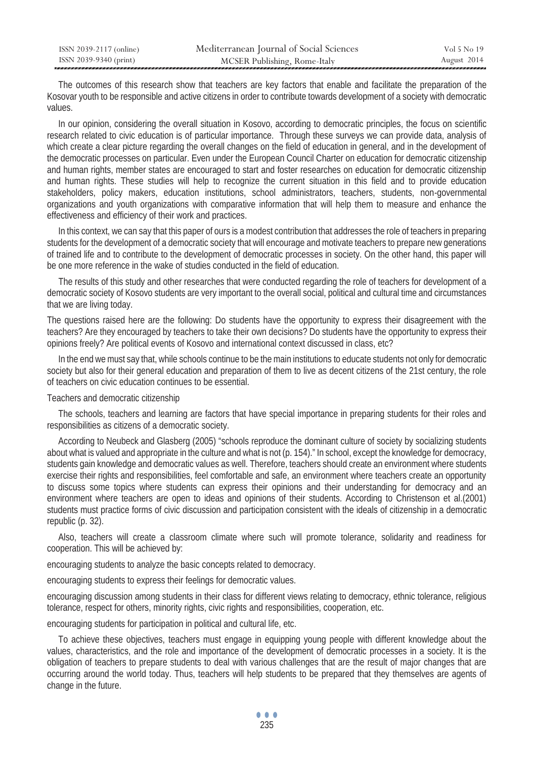The outcomes of this research show that teachers are key factors that enable and facilitate the preparation of the Kosovar youth to be responsible and active citizens in order to contribute towards development of a society with democratic values.

In our opinion, considering the overall situation in Kosovo, according to democratic principles, the focus on scientific research related to civic education is of particular importance. Through these surveys we can provide data, analysis of which create a clear picture regarding the overall changes on the field of education in general, and in the development of the democratic processes on particular. Even under the European Council Charter on education for democratic citizenship and human rights, member states are encouraged to start and foster researches on education for democratic citizenship and human rights. These studies will help to recognize the current situation in this field and to provide education stakeholders, policy makers, education institutions, school administrators, teachers, students, non-governmental organizations and youth organizations with comparative information that will help them to measure and enhance the effectiveness and efficiency of their work and practices.

In this context, we can say that this paper of ours is a modest contribution that addresses the role of teachers in preparing students for the development of a democratic society that will encourage and motivate teachers to prepare new generations of trained life and to contribute to the development of democratic processes in society. On the other hand, this paper will be one more reference in the wake of studies conducted in the field of education.

The results of this study and other researches that were conducted regarding the role of teachers for development of a democratic society of Kosovo students are very important to the overall social, political and cultural time and circumstances that we are living today.

The questions raised here are the following: Do students have the opportunity to express their disagreement with the teachers? Are they encouraged by teachers to take their own decisions? Do students have the opportunity to express their opinions freely? Are political events of Kosovo and international context discussed in class, etc?

In the end we must say that, while schools continue to be the main institutions to educate students not only for democratic society but also for their general education and preparation of them to live as decent citizens of the 21st century, the role of teachers on civic education continues to be essential.

## Teachers and democratic citizenship

The schools, teachers and learning are factors that have special importance in preparing students for their roles and responsibilities as citizens of a democratic society.

According to Neubeck and Glasberg (2005) "schools reproduce the dominant culture of society by socializing students about what is valued and appropriate in the culture and what is not (p. 154)." In school, except the knowledge for democracy, students gain knowledge and democratic values as well. Therefore, teachers should create an environment where students exercise their rights and responsibilities, feel comfortable and safe, an environment where teachers create an opportunity to discuss some topics where students can express their opinions and their understanding for democracy and an environment where teachers are open to ideas and opinions of their students. According to Christenson et al.(2001) students must practice forms of civic discussion and participation consistent with the ideals of citizenship in a democratic republic (p. 32).

Also, teachers will create a classroom climate where such will promote tolerance, solidarity and readiness for cooperation. This will be achieved by:

encouraging students to analyze the basic concepts related to democracy.

encouraging students to express their feelings for democratic values.

encouraging discussion among students in their class for different views relating to democracy, ethnic tolerance, religious tolerance, respect for others, minority rights, civic rights and responsibilities, cooperation, etc.

encouraging students for participation in political and cultural life, etc.

To achieve these objectives, teachers must engage in equipping young people with different knowledge about the values, characteristics, and the role and importance of the development of democratic processes in a society. It is the obligation of teachers to prepare students to deal with various challenges that are the result of major changes that are occurring around the world today. Thus, teachers will help students to be prepared that they themselves are agents of change in the future.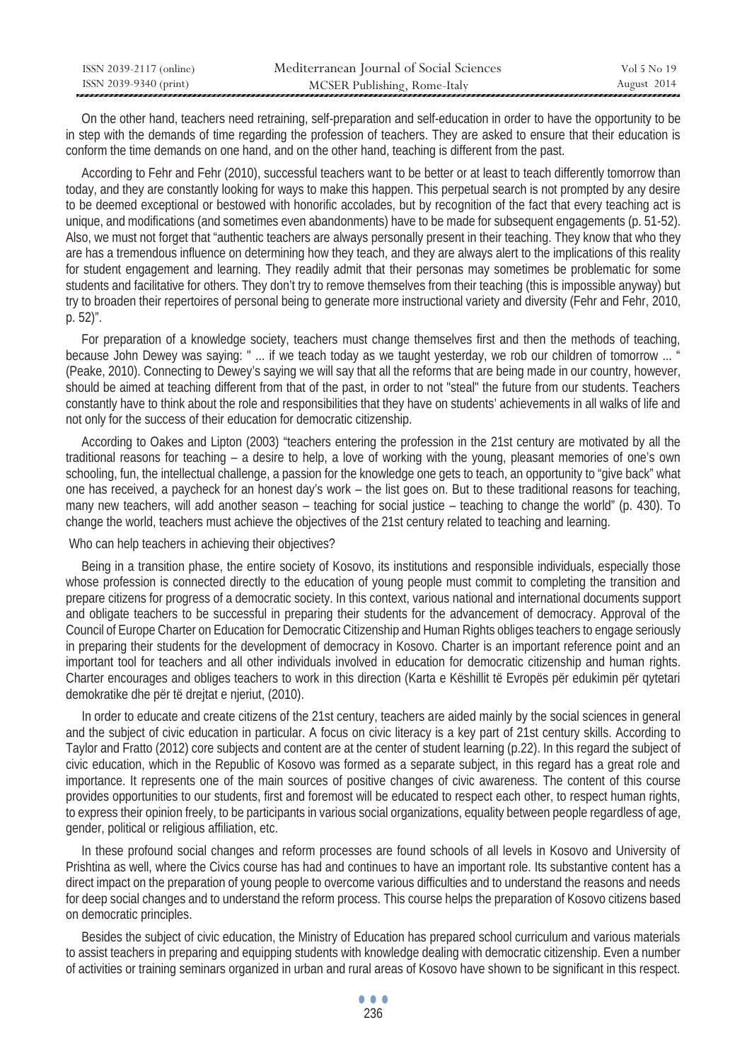On the other hand, teachers need retraining, self-preparation and self-education in order to have the opportunity to be in step with the demands of time regarding the profession of teachers. They are asked to ensure that their education is conform the time demands on one hand, and on the other hand, teaching is different from the past.

According to Fehr and Fehr (2010), successful teachers want to be better or at least to teach differently tomorrow than today, and they are constantly looking for ways to make this happen. This perpetual search is not prompted by any desire to be deemed exceptional or bestowed with honorific accolades, but by recognition of the fact that every teaching act is unique, and modifications (and sometimes even abandonments) have to be made for subsequent engagements (p. 51-52). Also, we must not forget that "authentic teachers are always personally present in their teaching. They know that who they are has a tremendous influence on determining how they teach, and they are always alert to the implications of this reality for student engagement and learning. They readily admit that their personas may sometimes be problematic for some students and facilitative for others. They don't try to remove themselves from their teaching (this is impossible anyway) but try to broaden their repertoires of personal being to generate more instructional variety and diversity (Fehr and Fehr, 2010, p. 52)".

For preparation of a knowledge society, teachers must change themselves first and then the methods of teaching, because John Dewey was saying: " ... if we teach today as we taught yesterday, we rob our children of tomorrow ... " (Peake, 2010). Connecting to Dewey's saying we will say that all the reforms that are being made in our country, however, should be aimed at teaching different from that of the past, in order to not "steal" the future from our students. Teachers constantly have to think about the role and responsibilities that they have on students' achievements in all walks of life and not only for the success of their education for democratic citizenship.

According to Oakes and Lipton (2003) "teachers entering the profession in the 21st century are motivated by all the traditional reasons for teaching – a desire to help, a love of working with the young, pleasant memories of one's own schooling, fun, the intellectual challenge, a passion for the knowledge one gets to teach, an opportunity to "give back" what one has received, a paycheck for an honest day's work – the list goes on. But to these traditional reasons for teaching, many new teachers, will add another season – teaching for social justice – teaching to change the world" (p. 430). To change the world, teachers must achieve the objectives of the 21st century related to teaching and learning.

Who can help teachers in achieving their objectives?

Being in a transition phase, the entire society of Kosovo, its institutions and responsible individuals, especially those whose profession is connected directly to the education of young people must commit to completing the transition and prepare citizens for progress of a democratic society. In this context, various national and international documents support and obligate teachers to be successful in preparing their students for the advancement of democracy. Approval of the Council of Europe Charter on Education for Democratic Citizenship and Human Rights obliges teachers to engage seriously in preparing their students for the development of democracy in Kosovo. Charter is an important reference point and an important tool for teachers and all other individuals involved in education for democratic citizenship and human rights. Charter encourages and obliges teachers to work in this direction (Karta e Këshillit të Evropës për edukimin për qytetari demokratike dhe për të drejtat e njeriut, (2010).

In order to educate and create citizens of the 21st century, teachers are aided mainly by the social sciences in general and the subject of civic education in particular. A focus on civic literacy is a key part of 21st century skills. According to Taylor and Fratto (2012) core subjects and content are at the center of student learning (p.22). In this regard the subject of civic education, which in the Republic of Kosovo was formed as a separate subject, in this regard has a great role and importance. It represents one of the main sources of positive changes of civic awareness. The content of this course provides opportunities to our students, first and foremost will be educated to respect each other, to respect human rights, to express their opinion freely, to be participants in various social organizations, equality between people regardless of age, gender, political or religious affiliation, etc.

In these profound social changes and reform processes are found schools of all levels in Kosovo and University of Prishtina as well, where the Civics course has had and continues to have an important role. Its substantive content has a direct impact on the preparation of young people to overcome various difficulties and to understand the reasons and needs for deep social changes and to understand the reform process. This course helps the preparation of Kosovo citizens based on democratic principles.

Besides the subject of civic education, the Ministry of Education has prepared school curriculum and various materials to assist teachers in preparing and equipping students with knowledge dealing with democratic citizenship. Even a number of activities or training seminars organized in urban and rural areas of Kosovo have shown to be significant in this respect.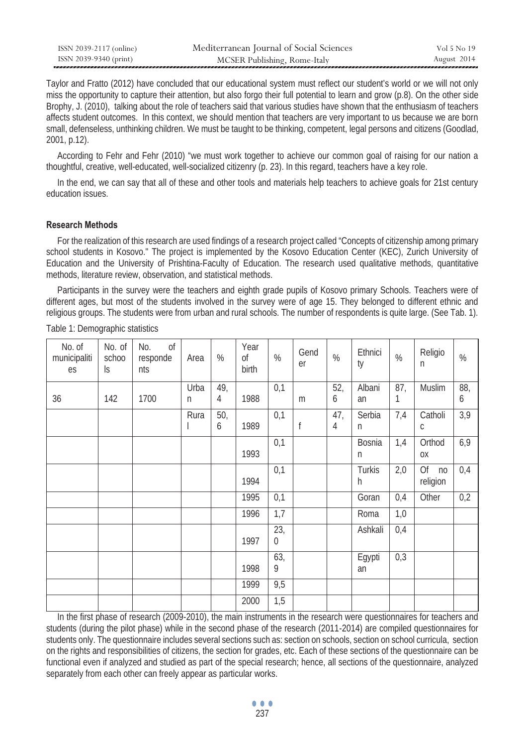Taylor and Fratto (2012) have concluded that our educational system must reflect our student's world or we will not only miss the opportunity to capture their attention, but also forgo their full potential to learn and grow (p.8). On the other side Brophy, J. (2010), talking about the role of teachers said that various studies have shown that the enthusiasm of teachers affects student outcomes. In this context, we should mention that teachers are very important to us because we are born small, defenseless, unthinking children. We must be taught to be thinking, competent, legal persons and citizens (Goodlad, 2001, p.12).

According to Fehr and Fehr (2010) "we must work together to achieve our common goal of raising for our nation a thoughtful, creative, well-educated, well-socialized citizenry (p. 23). In this regard, teachers have a key role.

In the end, we can say that all of these and other tools and materials help teachers to achieve goals for 21st century education issues.

### Research Methods

For the realization of this research are used findings of a research project called "Concepts of citizenship among primary school students in Kosovo." The project is implemented by the Kosovo Education Center (KEC), Zurich University of Education and the University of Prishtina-Faculty of Education. The research used qualitative methods, quantitative methods, literature review, observation, and statistical methods.

Participants in the survey were the teachers and eighth grade pupils of Kosovo primary Schools. Teachers were of different ages, but most of the students involved in the survey were of age 15. They belonged to different ethnic and religious groups. The students were from urban and rural schools. The number of respondents is quite large. (See Tab. 1).

Table 1: Demographic statistics

| No. of municipalities | No. of schools | No. of respondents | Area | % | Year of birth | % | Gender | % | Ethnicity | % | Religion | % |
|---|---|---|---|---|---|---|---|---|---|---|---|---|
| 36 | 142 | 1700 | Urban | 49,4 | 1988 | 0,1 | m | 52,6 | Albanian | 87,1 | Muslim | 88,6 |
| | | | Rural | 50,6 | 1989 | 0,1 | f | 47,4 | Serbian | 7,4 | Catholic | 3,9 |
| | | | | | 1993 | 0,1 | | | Bosnian | 1,4 | Orthodox | 6,9 |
| | | | | | 1994 | 0,1 | | | Turkish | 2,0 | Of no religion | 0,4 |
| | | | | | 1995 | 0,1 | | | Goran | 0,4 | Other | 0,2 |
| | | | | | 1996 | 1,7 | | | Roma | 1,0 | | |
| | | | | | 1997 | 23,0 | | | Ashkali | 0,4 | | |
| | | | | | 1998 | 63,9 | | | Egyptian | 0,3 | | |
| | | | | | 1999 | 9,5 | | | | | | |
| | | | | | 2000 | 1,5 | | | | | | |

In the first phase of research (2009-2010), the main instruments in the research were questionnaires for teachers and students (during the pilot phase) while in the second phase of the research (2011-2014) are compiled questionnaires for students only. The questionnaire includes several sections such as: section on schools, section on school curricula, section on the rights and responsibilities of citizens, the section for grades, etc. Each of these sections of the questionnaire can be functional even if analyzed and studied as part of the special research; hence, all sections of the questionnaire, analyzed separately from each other can freely appear as particular works.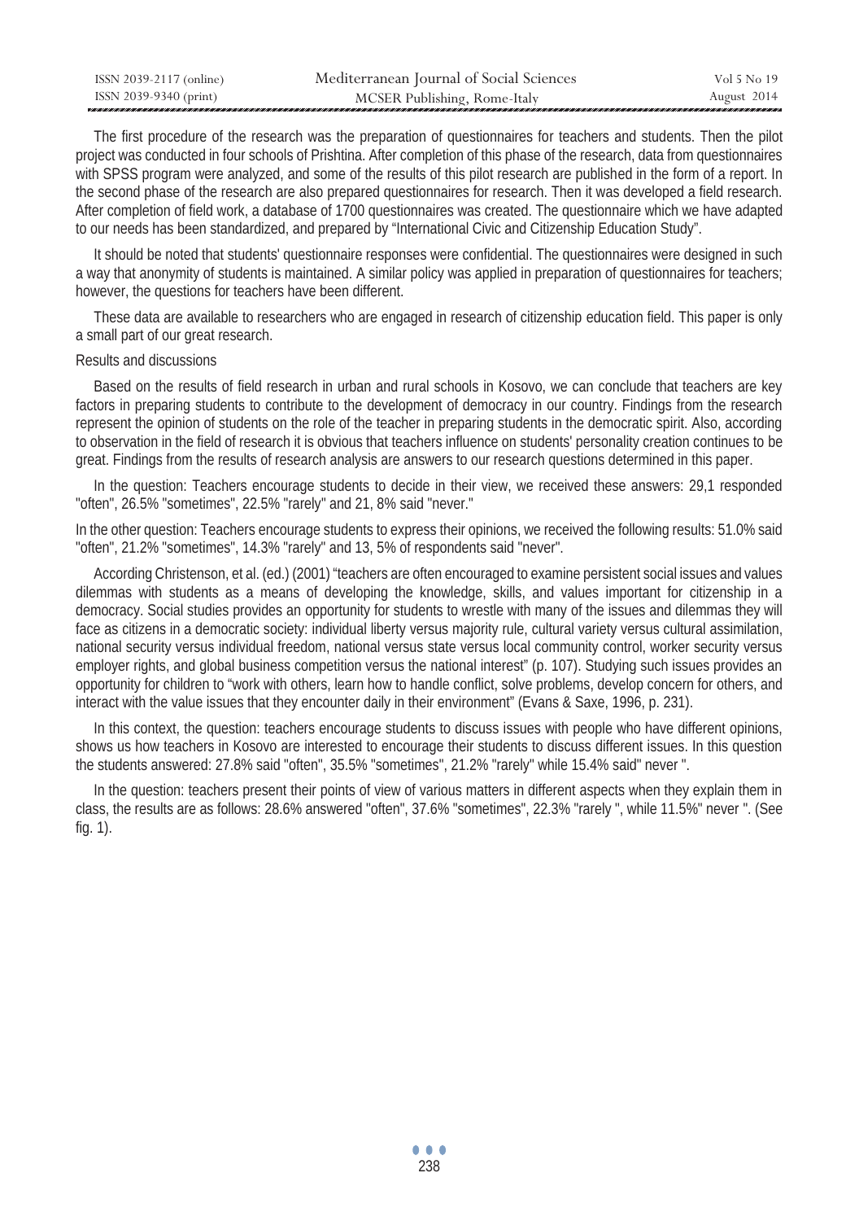The first procedure of the research was the preparation of questionnaires for teachers and students. Then the pilot project was conducted in four schools of Prishtina. After completion of this phase of the research, data from questionnaires with SPSS program were analyzed, and some of the results of this pilot research are published in the form of a report. In the second phase of the research are also prepared questionnaires for research. Then it was developed a field research. After completion of field work, a database of 1700 questionnaires was created. The questionnaire which we have adapted to our needs has been standardized, and prepared by "International Civic and Citizenship Education Study".

It should be noted that students' questionnaire responses were confidential. The questionnaires were designed in such a way that anonymity of students is maintained. A similar policy was applied in preparation of questionnaires for teachers; however, the questions for teachers have been different.

These data are available to researchers who are engaged in research of citizenship education field. This paper is only a small part of our great research.

## Results and discussions

Based on the results of field research in urban and rural schools in Kosovo, we can conclude that teachers are key factors in preparing students to contribute to the development of democracy in our country. Findings from the research represent the opinion of students on the role of the teacher in preparing students in the democratic spirit. Also, according to observation in the field of research it is obvious that teachers influence on students' personality creation continues to be great. Findings from the results of research analysis are answers to our research questions determined in this paper.

In the question: Teachers encourage students to decide in their view, we received these answers: 29,1 responded "often", 26.5% "sometimes", 22.5% "rarely" and 21, 8% said "never."

In the other question: Teachers encourage students to express their opinions, we received the following results: 51.0% said "often", 21.2% "sometimes", 14.3% "rarely" and 13, 5% of respondents said "never".

According Christenson, et al. (ed.) (2001) "teachers are often encouraged to examine persistent social issues and values dilemmas with students as a means of developing the knowledge, skills, and values important for citizenship in a democracy. Social studies provides an opportunity for students to wrestle with many of the issues and dilemmas they will face as citizens in a democratic society: individual liberty versus majority rule, cultural variety versus cultural assimilation, national security versus individual freedom, national versus state versus local community control, worker security versus employer rights, and global business competition versus the national interest" (p. 107). Studying such issues provides an opportunity for children to "work with others, learn how to handle conflict, solve problems, develop concern for others, and interact with the value issues that they encounter daily in their environment" (Evans & Saxe, 1996, p. 231).

In this context, the question: teachers encourage students to discuss issues with people who have different opinions, shows us how teachers in Kosovo are interested to encourage their students to discuss different issues. In this question the students answered: 27.8% said "often", 35.5% "sometimes", 21.2% "rarely" while 15.4% said" never ".

In the question: teachers present their points of view of various matters in different aspects when they explain them in class, the results are as follows: 28.6% answered "often", 37.6% "sometimes", 22.3% "rarely ", while 11.5%" never ". (See fig. 1).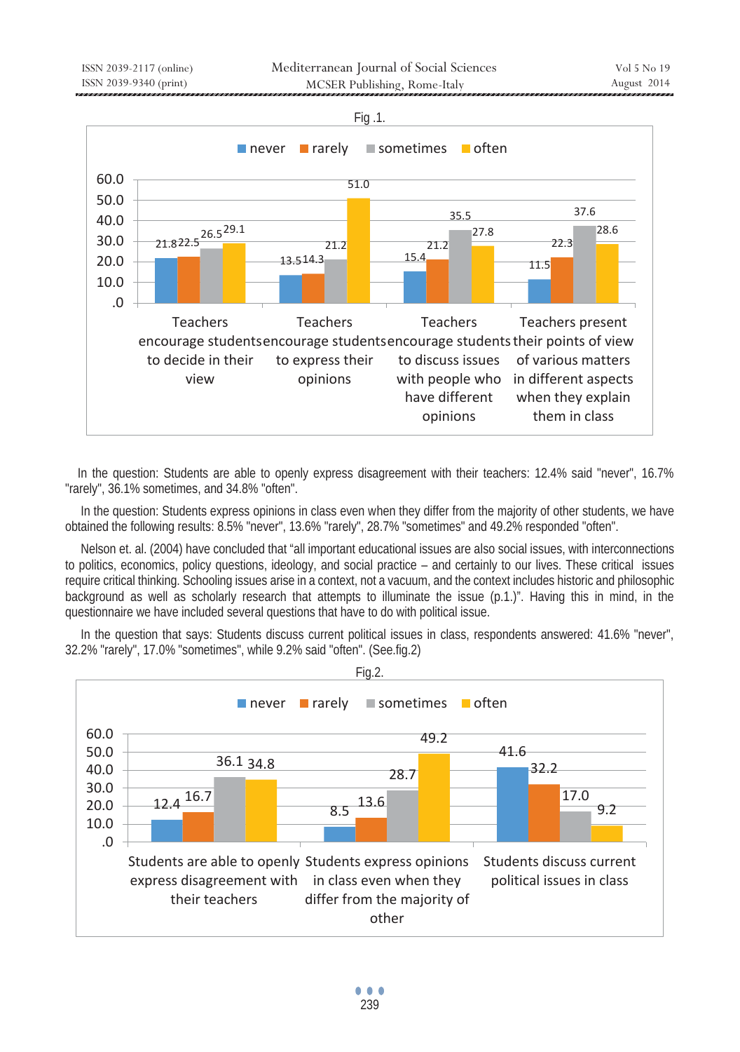Fig .1.

| | never | rarely | sometimes | often |
|---|---|---|---|---|
| Teachers encourage students to decide in their view | 21.8 | 22.5 | 26.5 | 29.1 |
| Teachers encourage students to express their opinions | 13.5 | 14.3 | 21.2 | 51.0 |
| Teachers encourage students to discuss issues with people who have different opinions | 15.4 | 21.2 | 35.5 | 27.8 |
| Teachers present their points of view of various matters in different aspects when they explain them in class | 11.5 | 22.3 | 37.6 | 28.6 |

In the question: Students are able to openly express disagreement with their teachers: 12.4% said "never", 16.7% "rarely", 36.1% sometimes, and 34.8% "often".

In the question: Students express opinions in class even when they differ from the majority of other students, we have obtained the following results: 8.5% "never", 13.6% "rarely", 28.7% "sometimes" and 49.2% responded "often".

Nelson et. al. (2004) have concluded that "all important educational issues are also social issues, with interconnections to politics, economics, policy questions, ideology, and social practice – and certainly to our lives. These critical issues require critical thinking. Schooling issues arise in a context, not a vacuum, and the context includes historic and philosophic background as well as scholarly research that attempts to illuminate the issue (p.1.)". Having this in mind, in the questionnaire we have included several questions that have to do with political issue.

In the question that says: Students discuss current political issues in class, respondents answered: 41.6% "never", 32.2% "rarely", 17.0% "sometimes", while 9.2% said "often". (See.fig.2)

Fig.2.

| | never | rarely | sometimes | often |
|---|---|---|---|---|
| Students are able to openly express disagreement with their teachers | 12.4 | 16.7 | 36.1 | 34.8 |
| Students express opinions in class even when they differ from the majority of other | 8.5 | 13.6 | 28.7 | 49.2 |
| Students discuss current political issues in class | 41.6 | 32.2 | 17.0 | 9.2 |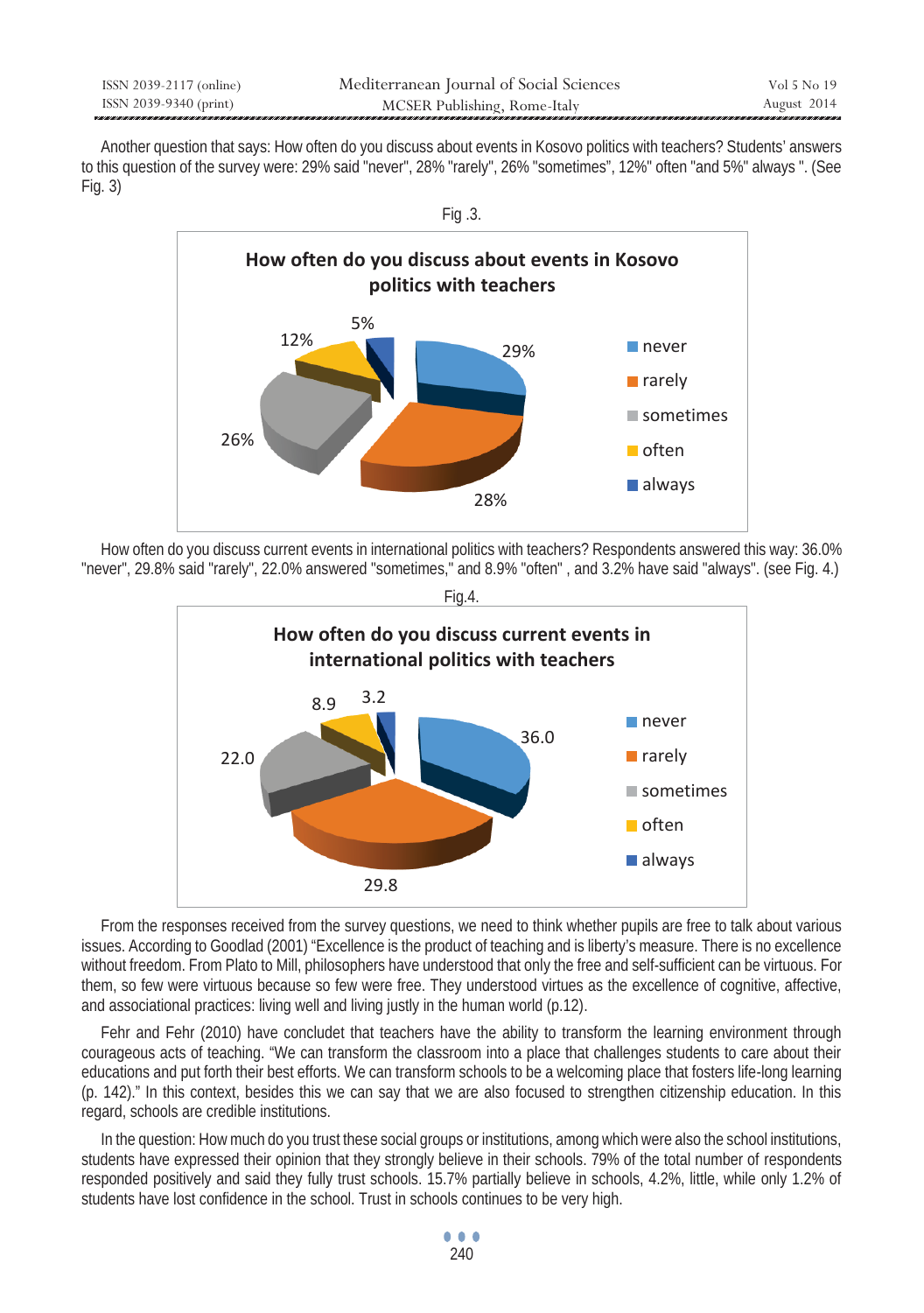Another question that says: How often do you discuss about events in Kosovo politics with teachers? Students' answers to this question of the survey were: 29% said "never", 28% "rarely", 26% "sometimes", 12%" often "and 5%" always ". (See Fig. 3)

Fig .3.

How often do you discuss current events in international politics with teachers? Respondents answered this way: 36.0% "never", 29.8% said "rarely", 22.0% answered "sometimes," and 8.9% "often" , and 3.2% have said "always". (see Fig. 4.)

Fig.4.

From the responses received from the survey questions, we need to think whether pupils are free to talk about various issues. According to Goodlad (2001) "Excellence is the product of teaching and is liberty's measure. There is no excellence without freedom. From Plato to Mill, philosophers have understood that only the free and self-sufficient can be virtuous. For them, so few were virtuous because so few were free. They understood virtues as the excellence of cognitive, affective, and associational practices: living well and living justly in the human world (p.12).

Fehr and Fehr (2010) have concludet that teachers have the ability to transform the learning environment through courageous acts of teaching. "We can transform the classroom into a place that challenges students to care about their educations and put forth their best efforts. We can transform schools to be a welcoming place that fosters life-long learning (p. 142)." In this context, besides this we can say that we are also focused to strengthen citizenship education. In this regard, schools are credible institutions.

In the question: How much do you trust these social groups or institutions, among which were also the school institutions, students have expressed their opinion that they strongly believe in their schools. 79% of the total number of respondents responded positively and said they fully trust schools. 15.7% partially believe in schools, 4.2%, little, while only 1.2% of students have lost confidence in the school. Trust in schools continues to be very high.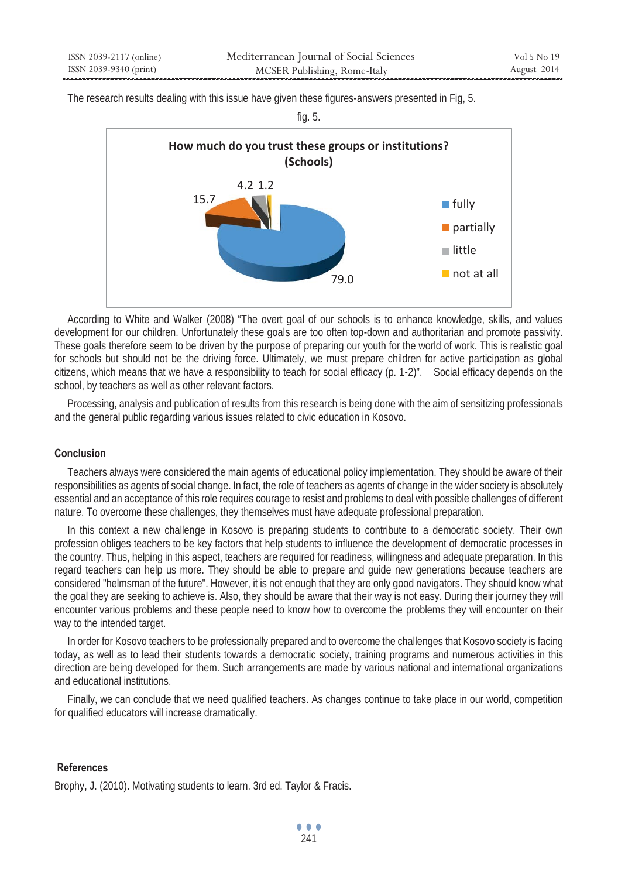The research results dealing with this issue have given these figures-answers presented in Fig, 5.

fig. 5.

**How much do you trust these groups or institutions? (Schools)**

| | % |
|---|---|
| fully | 79.0 |
| partially | 15.7 |
| little | 4.2 |
| not at all | 1.2 |

According to White and Walker (2008) "The overt goal of our schools is to enhance knowledge, skills, and values development for our children. Unfortunately these goals are too often top-down and authoritarian and promote passivity. These goals therefore seem to be driven by the purpose of preparing our youth for the world of work. This is realistic goal for schools but should not be the driving force. Ultimately, we must prepare children for active participation as global citizens, which means that we have a responsibility to teach for social efficacy (p. 1-2)". Social efficacy depends on the school, by teachers as well as other relevant factors.

Processing, analysis and publication of results from this research is being done with the aim of sensitizing professionals and the general public regarding various issues related to civic education in Kosovo.

## Conclusion

Teachers always were considered the main agents of educational policy implementation. They should be aware of their responsibilities as agents of social change. In fact, the role of teachers as agents of change in the wider society is absolutely essential and an acceptance of this role requires courage to resist and problems to deal with possible challenges of different nature. To overcome these challenges, they themselves must have adequate professional preparation.

In this context a new challenge in Kosovo is preparing students to contribute to a democratic society. Their own profession obliges teachers to be key factors that help students to influence the development of democratic processes in the country. Thus, helping in this aspect, teachers are required for readiness, willingness and adequate preparation. In this regard teachers can help us more. They should be able to prepare and guide new generations because teachers are considered "helmsman of the future". However, it is not enough that they are only good navigators. They should know what the goal they are seeking to achieve is. Also, they should be aware that their way is not easy. During their journey they will encounter various problems and these people need to know how to overcome the problems they will encounter on their way to the intended target.

In order for Kosovo teachers to be professionally prepared and to overcome the challenges that Kosovo society is facing today, as well as to lead their students towards a democratic society, training programs and numerous activities in this direction are being developed for them. Such arrangements are made by various national and international organizations and educational institutions.

Finally, we can conclude that we need qualified teachers. As changes continue to take place in our world, competition for qualified educators will increase dramatically.

## References

Brophy, J. (2010). Motivating students to learn. 3rd ed. Taylor & Fracis.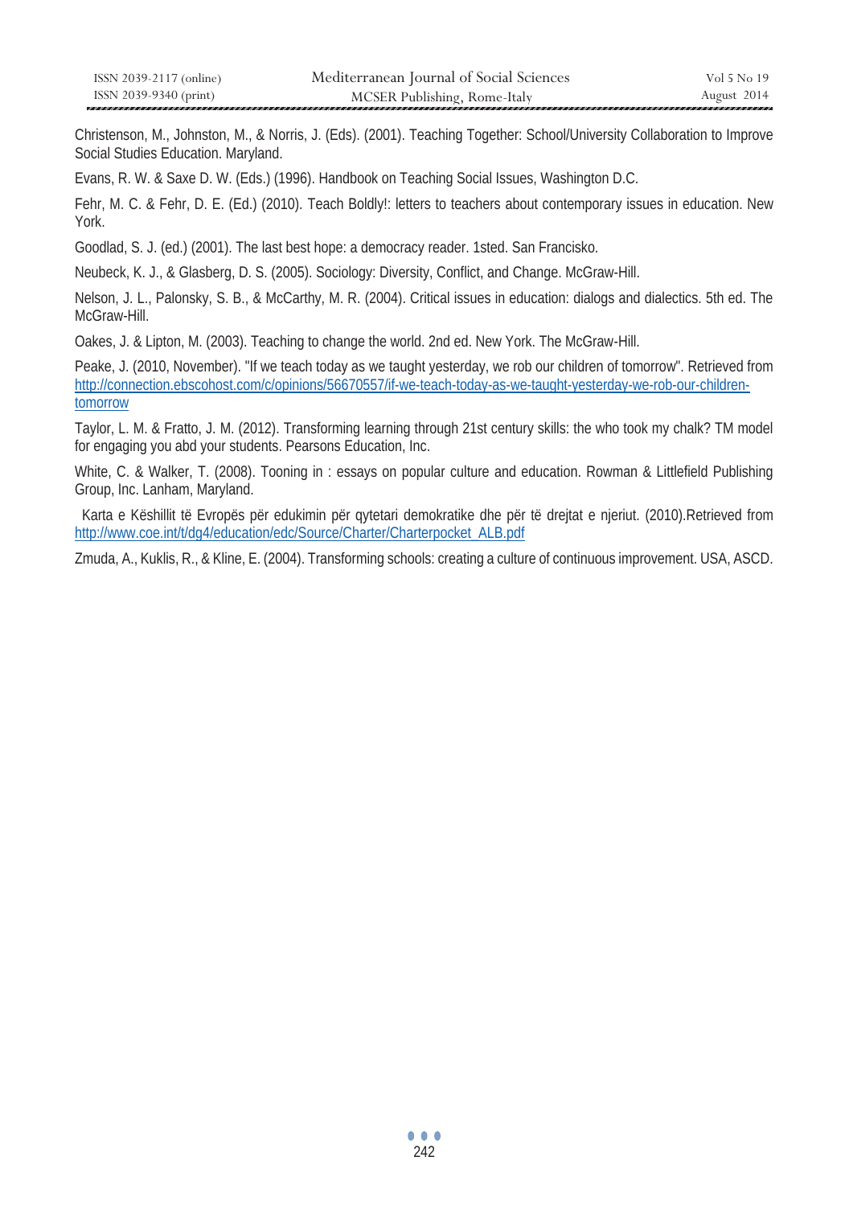Christenson, M., Johnston, M., & Norris, J. (Eds). (2001). Teaching Together: School/University Collaboration to Improve Social Studies Education. Maryland.

Evans, R. W. & Saxe D. W. (Eds.) (1996). Handbook on Teaching Social Issues, Washington D.C.

Fehr, M. C. & Fehr, D. E. (Ed.) (2010). Teach Boldly!: letters to teachers about contemporary issues in education. New York.

Goodlad, S. J. (ed.) (2001). The last best hope: a democracy reader. 1sted. San Francisko.

Neubeck, K. J., & Glasberg, D. S. (2005). Sociology: Diversity, Conflict, and Change. McGraw-Hill.

Nelson, J. L., Palonsky, S. B., & McCarthy, M. R. (2004). Critical issues in education: dialogs and dialectics. 5th ed. The McGraw-Hill.

Oakes, J. & Lipton, M. (2003). Teaching to change the world. 2nd ed. New York. The McGraw-Hill.

Peake, J. (2010, November). "If we teach today as we taught yesterday, we rob our children of tomorrow". Retrieved from http://connection.ebscohost.com/c/opinions/56670557/if-we-teach-today-as-we-taught-yesterday-we-rob-our-children-tomorrow

Taylor, L. M. & Fratto, J. M. (2012). Transforming learning through 21st century skills: the who took my chalk? TM model for engaging you abd your students. Pearsons Education, Inc.

White, C. & Walker, T. (2008). Tooning in : essays on popular culture and education. Rowman & Littlefield Publishing Group, Inc. Lanham, Maryland.

Karta e Këshillit të Evropës për edukimin për qytetari demokratike dhe për të drejtat e njeriut. (2010).Retrieved from http://www.coe.int/t/dg4/education/edc/Source/Charter/Charterpocket_ALB.pdf

Zmuda, A., Kuklis, R., & Kline, E. (2004). Transforming schools: creating a culture of continuous improvement. USA, ASCD.